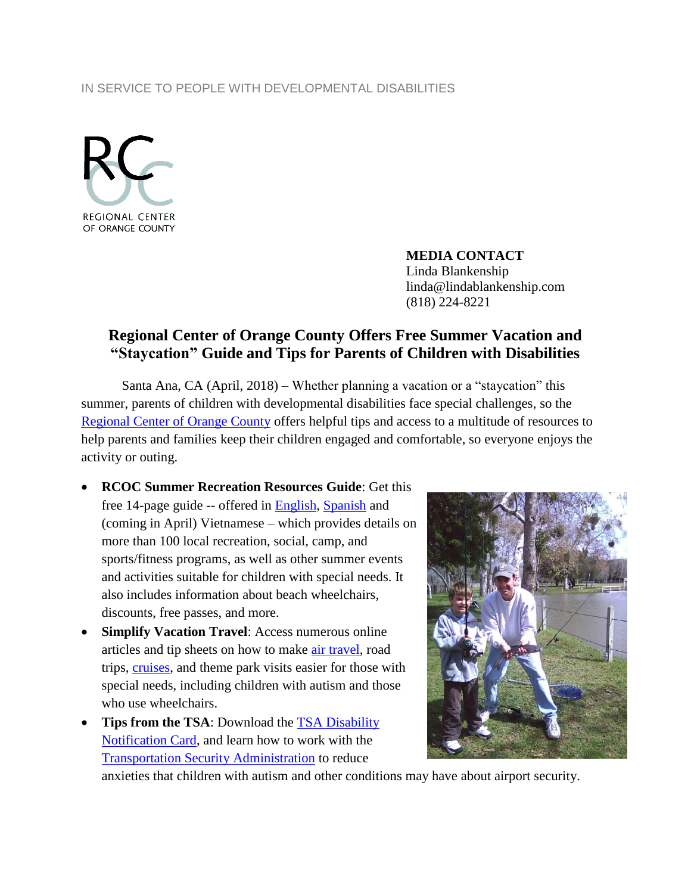IN SERVICE TO PEOPLE WITH DEVELOPMENTAL DISABILITIES

RC
OC
REGIONAL CENTER
OF ORANGE COUNTY

**MEDIA CONTACT**
Linda Blankenship
linda@lindablankenship.com
(818) 224-8221

## Regional Center of Orange County Offers Free Summer Vacation and "Staycation" Guide and Tips for Parents of Children with Disabilities

Santa Ana, CA (April, 2018) – Whether planning a vacation or a "staycation" this summer, parents of children with developmental disabilities face special challenges, so the Regional Center of Orange County offers helpful tips and access to a multitude of resources to help parents and families keep their children engaged and comfortable, so everyone enjoys the activity or outing.

- **RCOC Summer Recreation Resources Guide**: Get this free 14-page guide -- offered in English, Spanish and (coming in April) Vietnamese – which provides details on more than 100 local recreation, social, camp, and sports/fitness programs, as well as other summer events and activities suitable for children with special needs. It also includes information about beach wheelchairs, discounts, free passes, and more.
- **Simplify Vacation Travel**: Access numerous online articles and tip sheets on how to make air travel, road trips, cruises, and theme park visits easier for those with special needs, including children with autism and those who use wheelchairs.
- **Tips from the TSA**: Download the TSA Disability Notification Card, and learn how to work with the Transportation Security Administration to reduce anxieties that children with autism and other conditions may have about airport security.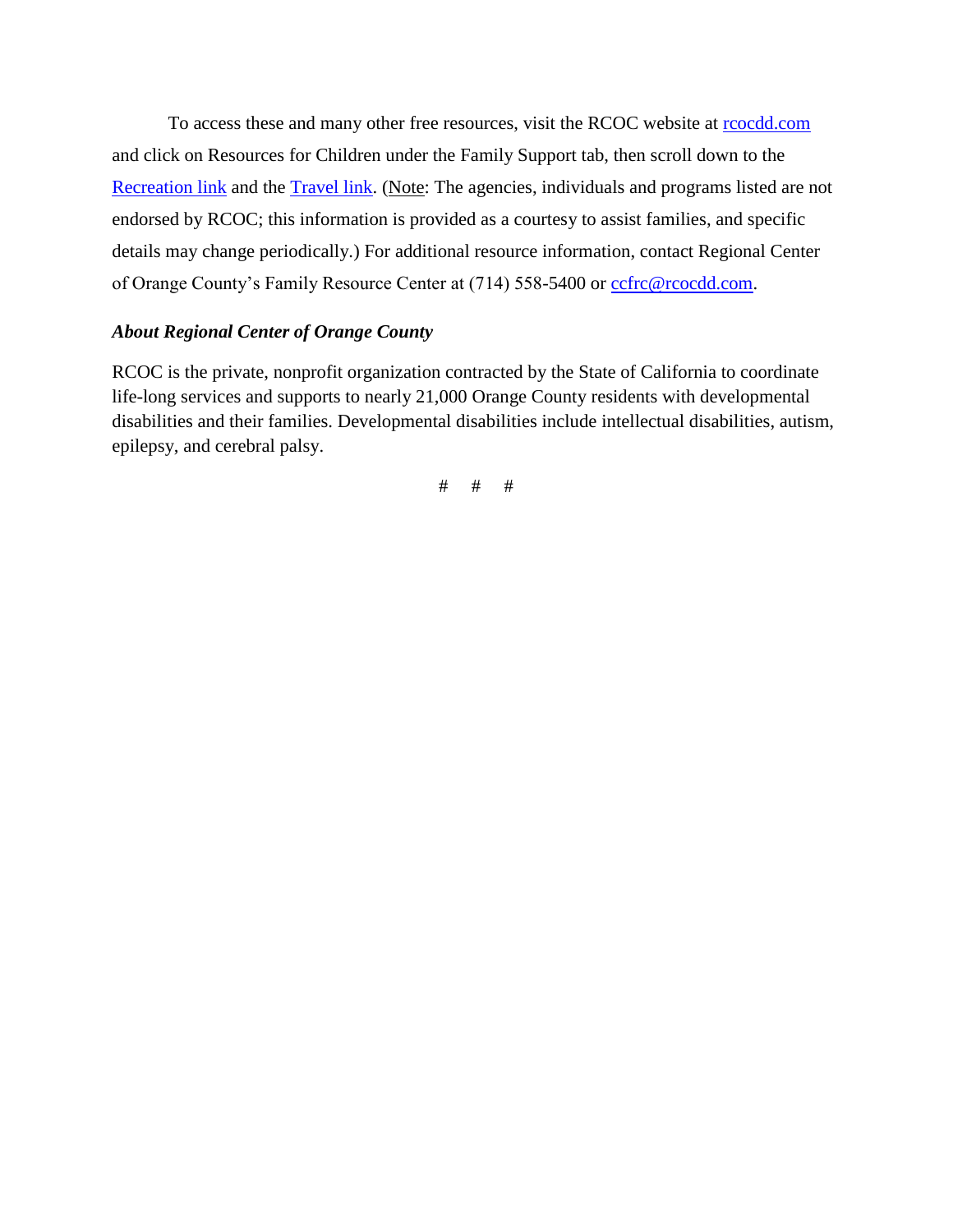To access these and many other free resources, visit the RCOC website at rcocdd.com and click on Resources for Children under the Family Support tab, then scroll down to the Recreation link and the Travel link. (Note: The agencies, individuals and programs listed are not endorsed by RCOC; this information is provided as a courtesy to assist families, and specific details may change periodically.) For additional resource information, contact Regional Center of Orange County's Family Resource Center at (714) 558-5400 or ccfrc@rcocdd.com.

***About Regional Center of Orange County***

RCOC is the private, nonprofit organization contracted by the State of California to coordinate life-long services and supports to nearly 21,000 Orange County residents with developmental disabilities and their families. Developmental disabilities include intellectual disabilities, autism, epilepsy, and cerebral palsy.

# # #